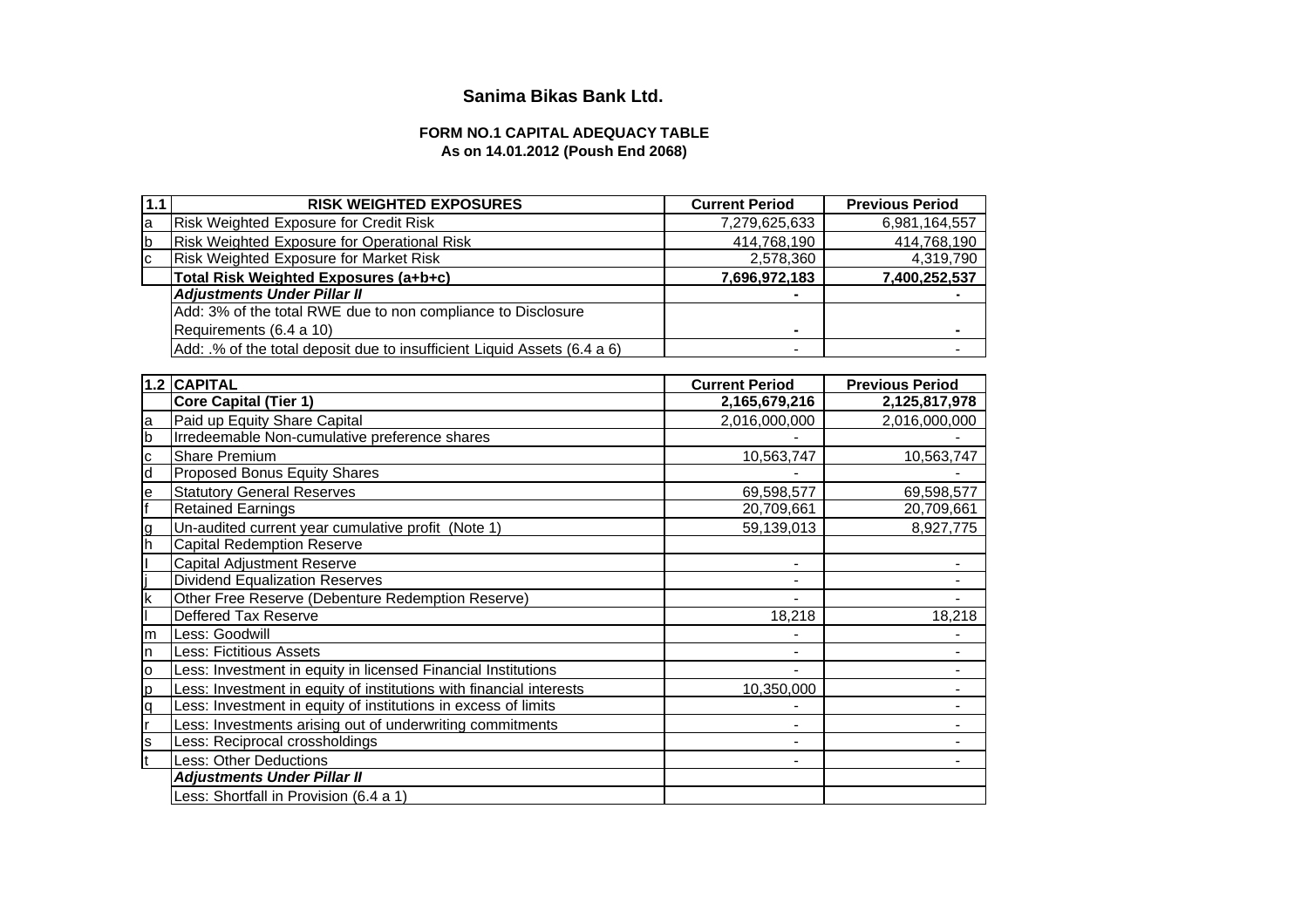# Sanima Bikas Bank Ltd.

## FORM NO.1 CAPITAL ADEQUACY TABLE
### As on 14.01.2012 (Poush End 2068)

| 1.1 | RISK WEIGHTED EXPOSURES | Current Period | Previous Period |
|---|---|---|---|
| a | Risk Weighted Exposure for Credit Risk | 7,279,625,633 | 6,981,164,557 |
| b | Risk Weighted Exposure for Operational Risk | 414,768,190 | 414,768,190 |
| c | Risk Weighted Exposure for Market Risk | 2,578,360 | 4,319,790 |
| | **Total Risk Weighted Exposures (a+b+c)** | **7,696,972,183** | **7,400,252,537** |
| | ***Adjustments Under Pillar II*** | **-** | **-** |
| | Add: 3% of the total RWE due to non compliance to Disclosure Requirements (6.4 a 10) | **-** | **-** |
| | Add: .% of the total deposit due to insufficient Liquid Assets (6.4 a 6) | - | - |

| 1.2 | CAPITAL | Current Period | Previous Period |
|---|---|---|---|
| | **Core Capital (Tier 1)** | **2,165,679,216** | **2,125,817,978** |
| a | Paid up Equity Share Capital | 2,016,000,000 | 2,016,000,000 |
| b | Irredeemable Non-cumulative preference shares | - | - |
| c | Share Premium | 10,563,747 | 10,563,747 |
| d | Proposed Bonus Equity Shares | - | - |
| e | Statutory General Reserves | 69,598,577 | 69,598,577 |
| f | Retained Earnings | 20,709,661 | 20,709,661 |
| g | Un-audited current year cumulative profit (Note 1) | 59,139,013 | 8,927,775 |
| h | Capital Redemption Reserve | | |
| I | Capital Adjustment Reserve | - | - |
| j | Dividend Equalization Reserves | - | - |
| k | Other Free Reserve (Debenture Redemption Reserve) | - | - |
| l | Deffered Tax Reserve | 18,218 | 18,218 |
| m | Less: Goodwill | - | - |
| n | Less: Fictitious Assets | - | - |
| o | Less: Investment in equity in licensed Financial Institutions | - | - |
| p | Less: Investment in equity of institutions with financial interests | 10,350,000 | - |
| q | Less: Investment in equity of institutions in excess of limits | - | - |
| r | Less: Investments arising out of underwriting commitments | - | - |
| s | Less: Reciprocal crossholdings | - | - |
| t | Less: Other Deductions | - | - |
| | ***Adjustments Under Pillar II*** | | |
| | Less: Shortfall in Provision (6.4 a 1) | | |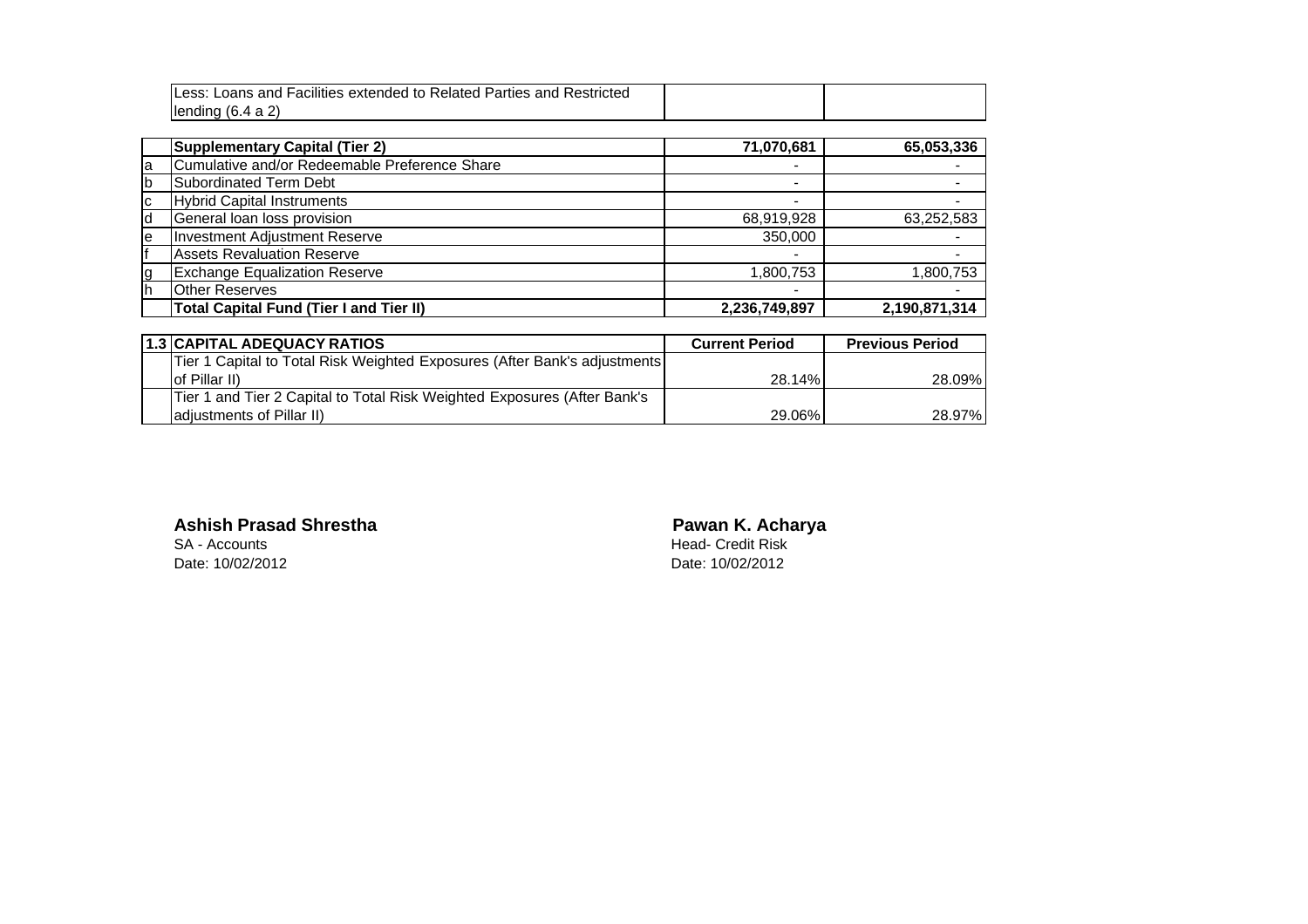| | | | |
|---|---|---|---|
| | Less: Loans and Facilities extended to Related Parties and Restricted lending (6.4 a 2) | | |

| | Supplementary Capital (Tier 2) | 71,070,681 | 65,053,336 |
|---|---|---|---|
| a | Cumulative and/or Redeemable Preference Share | - | - |
| b | Subordinated Term Debt | - | - |
| c | Hybrid Capital Instruments | - | - |
| d | General loan loss provision | 68,919,928 | 63,252,583 |
| e | Investment Adjustment Reserve | 350,000 | - |
| f | Assets Revaluation Reserve | - | - |
| g | Exchange Equalization Reserve | 1,800,753 | 1,800,753 |
| h | Other Reserves | - | - |
| | **Total Capital Fund (Tier I and Tier II)** | **2,236,749,897** | **2,190,871,314** |

| 1.3 | CAPITAL ADEQUACY RATIOS | Current Period | Previous Period |
|---|---|---|---|
| | Tier 1 Capital to Total Risk Weighted Exposures (After Bank's adjustments of Pillar II) | 28.14% | 28.09% |
| | Tier 1 and Tier 2 Capital to Total Risk Weighted Exposures (After Bank's adjustments of Pillar II) | 29.06% | 28.97% |

**Ashish Prasad Shrestha**
SA - Accounts
Date: 10/02/2012

**Pawan K. Acharya**
Head- Credit Risk
Date: 10/02/2012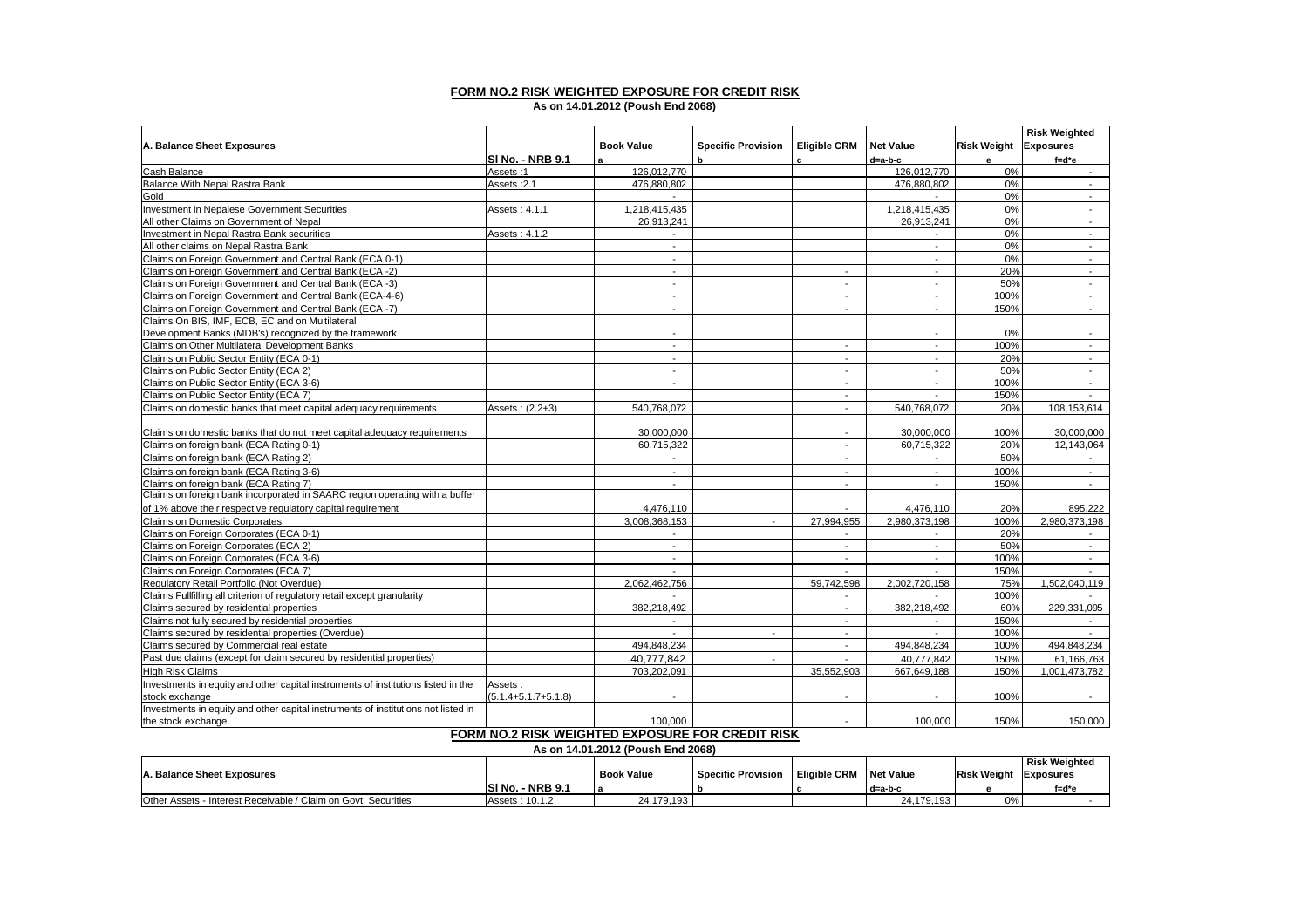## FORM NO.2 RISK WEIGHTED EXPOSURE FOR CREDIT RISK

**As on 14.01.2012 (Poush End 2068)**

| A. Balance Sheet Exposures | SI No. - NRB 9.1 | Book Value<br>a | Specific Provision<br>b | Eligible CRM<br>c | Net Value<br>d=a-b-c | Risk Weight<br>e | Risk Weighted Exposures<br>f=d*e |
|---|---|---|---|---|---|---|---|
| Cash Balance | Assets :1 | 126,012,770 | | | 126,012,770 | 0% | - |
| Balance With Nepal Rastra Bank | Assets :2.1 | 476,880,802 | | | 476,880,802 | 0% | - |
| Gold | | - | | | - | 0% | - |
| Investment in Nepalese Government Securities | Assets : 4.1.1 | 1,218,415,435 | | | 1,218,415,435 | 0% | - |
| All other Claims on Government of Nepal | | 26,913,241 | | | 26,913,241 | 0% | - |
| Investment in Nepal Rastra Bank securities | Assets : 4.1.2 | - | | | - | 0% | - |
| All other claims on Nepal Rastra Bank | | - | | | - | 0% | - |
| Claims on Foreign Government and Central Bank (ECA 0-1) | | - | | | - | 0% | - |
| Claims on Foreign Government and Central Bank (ECA -2) | | - | | - | - | 20% | - |
| Claims on Foreign Government and Central Bank (ECA -3) | | - | | - | - | 50% | - |
| Claims on Foreign Government and Central Bank (ECA-4-6) | | - | | - | - | 100% | - |
| Claims on Foreign Government and Central Bank (ECA -7) | | - | | - | - | 150% | - |
| Claims On BIS, IMF, ECB, EC and on Multilateral Development Banks (MDB's) recognized by the framework | | - | | | - | 0% | - |
| Claims on Other Multilateral Development Banks | | - | | - | - | 100% | - |
| Claims on Public Sector Entity (ECA 0-1) | | - | | - | - | 20% | - |
| Claims on Public Sector Entity (ECA 2) | | - | | - | - | 50% | - |
| Claims on Public Sector Entity (ECA 3-6) | | - | | - | - | 100% | - |
| Claims on Public Sector Entity (ECA 7) | | | | - | - | 150% | - |
| Claims on domestic banks that meet capital adequacy requirements | Assets : (2.2+3) | 540,768,072 | | - | 540,768,072 | 20% | 108,153,614 |
| Claims on domestic banks that do not meet capital adequacy requirements | | 30,000,000 | | - | 30,000,000 | 100% | 30,000,000 |
| Claims on foreign bank (ECA Rating 0-1) | | 60,715,322 | | - | 60,715,322 | 20% | 12,143,064 |
| Claims on foreign bank (ECA Rating 2) | | - | | - | - | 50% | - |
| Claims on foreign bank (ECA Rating 3-6) | | - | | - | - | 100% | - |
| Claims on foreign bank (ECA Rating 7) | | - | | - | - | 150% | - |
| Claims on foreign bank incorporated in SAARC region operating with a buffer of 1% above their respective regulatory capital requirement | | 4,476,110 | | - | 4,476,110 | 20% | 895,222 |
| Claims on Domestic Corporates | | 3,008,368,153 | - | 27,994,955 | 2,980,373,198 | 100% | 2,980,373,198 |
| Claims on Foreign Corporates (ECA 0-1) | | - | | - | - | 20% | - |
| Claims on Foreign Corporates (ECA 2) | | - | | - | - | 50% | - |
| Claims on Foreign Corporates (ECA 3-6) | | - | | - | - | 100% | - |
| Claims on Foreign Corporates (ECA 7) | | - | | - | - | 150% | - |
| Regulatory Retail Portfolio (Not Overdue) | | 2,062,462,756 | | 59,742,598 | 2,002,720,158 | 75% | 1,502,040,119 |
| Claims Fullfilling all criterion of regulatory retail except granularity | | - | | | - | 100% | - |
| Claims secured by residential properties | | 382,218,492 | | - | 382,218,492 | 60% | 229,331,095 |
| Claims not fully secured by residential properties | | - | | - | - | 150% | - |
| Claims secured by residential properties (Overdue) | | - | - | - | - | 100% | - |
| Claims secured by Commercial real estate | | 494,848,234 | | - | 494,848,234 | 100% | 494,848,234 |
| Past due claims (except for claim secured by residential properties) | | 40,777,842 | - | - | 40,777,842 | 150% | 61,166,763 |
| High Risk Claims | | 703,202,091 | | 35,552,903 | 667,649,188 | 150% | 1,001,473,782 |
| Investments in equity and other capital instruments of institutions listed in the stock exchange | Assets : (5.1.4+5.1.7+5.1.8) | - | | - | - | 100% | - |
| Investments in equity and other capital instruments of institutions not listed in the stock exchange | | 100,000 | | - | 100,000 | 150% | 150,000 |

## FORM NO.2 RISK WEIGHTED EXPOSURE FOR CREDIT RISK

**As on 14.01.2012 (Poush End 2068)**

| A. Balance Sheet Exposures | SI No. - NRB 9.1 | Book Value<br>a | Specific Provision<br>b | Eligible CRM<br>c | Net Value<br>d=a-b-c | Risk Weight<br>e | Risk Weighted Exposures<br>f=d*e |
|---|---|---|---|---|---|---|---|
| Other Assets - Interest Receivable / Claim on Govt. Securities | Assets : 10.1.2 | 24,179,193 | | | 24,179,193 | 0% | - |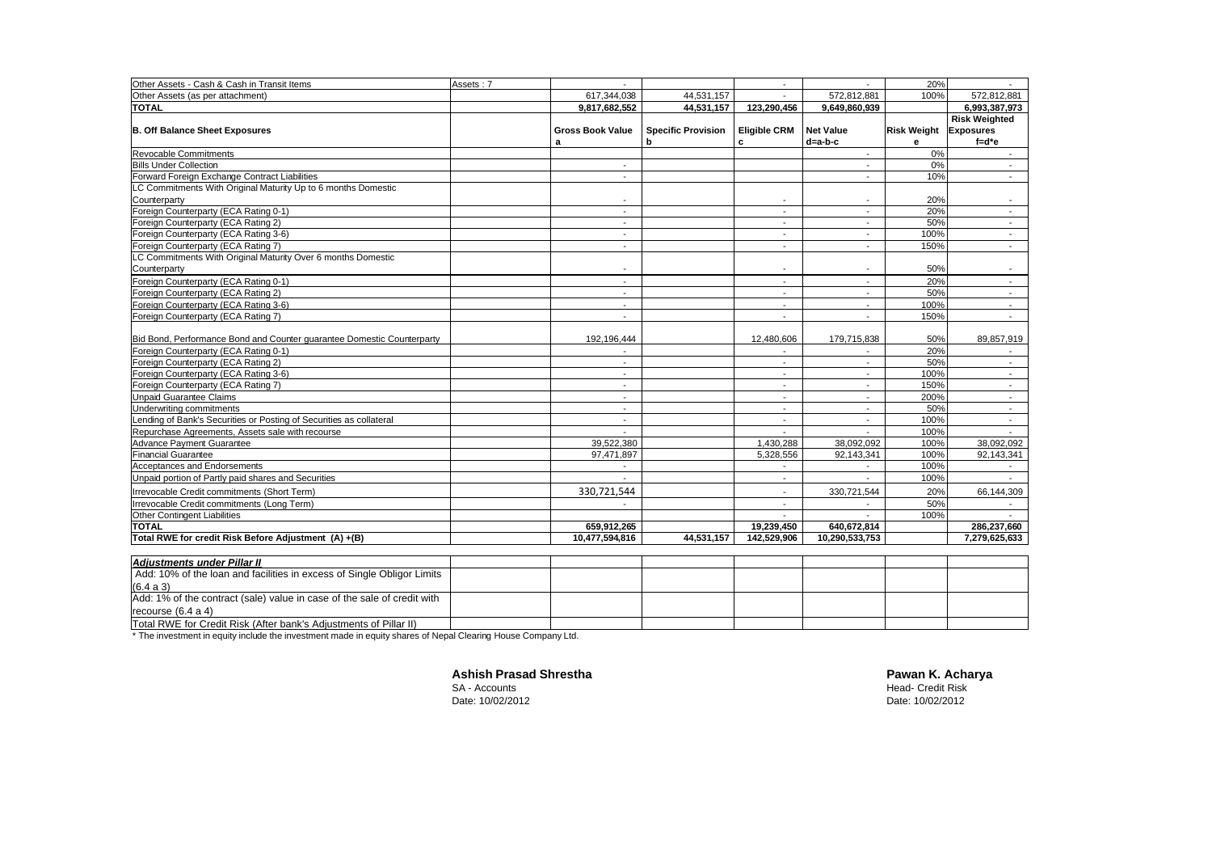| | | | | | | | |
|---|---|---|---|---|---|---|---|
| Other Assets - Cash & Cash in Transit Items | Assets : 7 | - | | - | - | 20% | - |
| Other Assets (as per attachment) | | 617,344,038 | 44,531,157 | - | 572,812,881 | 100% | 572,812,881 |
| **TOTAL** | | **9,817,682,552** | **44,531,157** | **123,290,456** | **9,649,860,939** | | **6,993,387,973** |
| **B. Off Balance Sheet Exposures** | | **Gross Book Value a** | **Specific Provision b** | **Eligible CRM c** | **Net Value d=a-b-c** | **Risk Weight e** | **Risk Weighted Exposures f=d*e** |
| Revocable Commitments | | | | | - | 0% | - |
| Bills Under Collection | | - | | | - | 0% | - |
| Forward Foreign Exchange Contract Liabilities | | - | | | - | 10% | - |
| LC Commitments With Original Maturity Up to 6 months Domestic Counterparty | | - | | - | - | 20% | - |
| Foreign Counterparty (ECA Rating 0-1) | | - | | - | - | 20% | - |
| Foreign Counterparty (ECA Rating 2) | | - | | - | - | 50% | - |
| Foreign Counterparty (ECA Rating 3-6) | | - | | - | - | 100% | - |
| Foreign Counterparty (ECA Rating 7) | | - | | - | - | 150% | - |
| LC Commitments With Original Maturity Over 6 months Domestic Counterparty | | - | | - | - | 50% | - |
| Foreign Counterparty (ECA Rating 0-1) | | - | | - | - | 20% | - |
| Foreign Counterparty (ECA Rating 2) | | - | | - | - | 50% | - |
| Foreign Counterparty (ECA Rating 3-6) | | - | | - | - | 100% | - |
| Foreign Counterparty (ECA Rating 7) | | - | | - | - | 150% | - |
| Bid Bond, Performance Bond and Counter guarantee Domestic Counterparty | | 192,196,444 | | 12,480,606 | 179,715,838 | 50% | 89,857,919 |
| Foreign Counterparty (ECA Rating 0-1) | | - | | - | - | 20% | - |
| Foreign Counterparty (ECA Rating 2) | | - | | - | - | 50% | - |
| Foreign Counterparty (ECA Rating 3-6) | | - | | - | - | 100% | - |
| Foreign Counterparty (ECA Rating 7) | | - | | - | - | 150% | - |
| Unpaid Guarantee Claims | | - | | - | - | 200% | - |
| Underwriting commitments | | - | | - | - | 50% | - |
| Lending of Bank's Securities or Posting of Securities as collateral | | - | | - | - | 100% | - |
| Repurchase Agreements, Assets sale with recourse | | - | | - | - | 100% | - |
| Advance Payment Guarantee | | 39,522,380 | | 1,430,288 | 38,092,092 | 100% | 38,092,092 |
| Financial Guarantee | | 97,471,897 | | 5,328,556 | 92,143,341 | 100% | 92,143,341 |
| Acceptances and Endorsements | | - | | - | - | 100% | - |
| Unpaid portion of Partly paid shares and Securities | | - | | - | - | 100% | - |
| Irrevocable Credit commitments (Short Term) | | 330,721,544 | | - | 330,721,544 | 20% | 66,144,309 |
| Irrevocable Credit commitments (Long Term) | | - | | - | - | 50% | - |
| Other Contingent Liabilities | | | | - | - | 100% | - |
| **TOTAL** | | **659,912,265** | | **19,239,450** | **640,672,814** | | **286,237,660** |
| **Total RWE for credit Risk Before Adjustment (A) +(B)** | | **10,477,594,816** | **44,531,157** | **142,529,906** | **10,290,533,753** | | **7,279,625,633** |

| | | | | | | | |
|---|---|---|---|---|---|---|---|
| ***Adjustments under Pillar II*** | | | | | | | |
| Add: 10% of the loan and facilities in excess of Single Obligor Limits (6.4 a 3) | | | | | | | |
| Add: 1% of the contract (sale) value in case of the sale of credit with recourse (6.4 a 4) | | | | | | | |
| Total RWE for Credit Risk (After bank's Adjustments of Pillar II) | | | | | | | |

* The investment in equity include the investment made in equity shares of Nepal Clearing House Company Ltd.

**Ashish Prasad Shrestha**
SA - Accounts
Date: 10/02/2012

**Pawan K. Acharya**
Head- Credit Risk
Date: 10/02/2012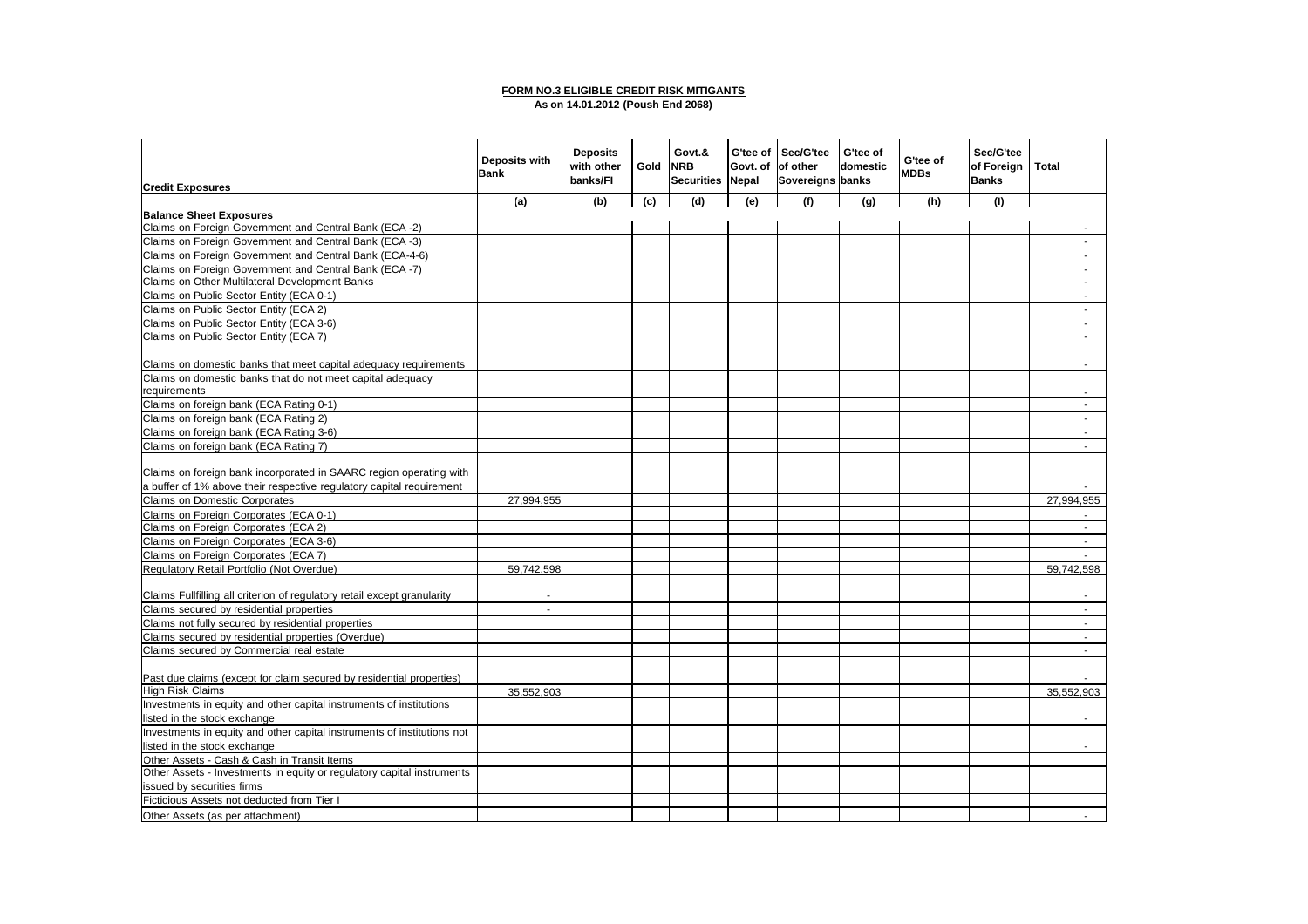**FORM NO.3 ELIGIBLE CREDIT RISK MITIGANTS**

**As on 14.01.2012 (Poush End 2068)**

| Credit Exposures | Deposits with Bank | Deposits with other banks/FI | Gold | Govt.& NRB Securities | G'tee of Govt. of Nepal | Sec/G'tee of other Sovereigns | G'tee of domestic banks | G'tee of MDBs | Sec/G'tee of Foreign Banks | Total |
|---|---|---|---|---|---|---|---|---|---|---|
| | (a) | (b) | (c) | (d) | (e) | (f) | (g) | (h) | (I) | |
| **Balance Sheet Exposures** | | | | | | | | | | |
| Claims on Foreign Government and Central Bank (ECA -2) | | | | | | | | | | - |
| Claims on Foreign Government and Central Bank (ECA -3) | | | | | | | | | | - |
| Claims on Foreign Government and Central Bank (ECA-4-6) | | | | | | | | | | - |
| Claims on Foreign Government and Central Bank (ECA -7) | | | | | | | | | | - |
| Claims on Other Multilateral Development Banks | | | | | | | | | | - |
| Claims on Public Sector Entity (ECA 0-1) | | | | | | | | | | - |
| Claims on Public Sector Entity (ECA 2) | | | | | | | | | | - |
| Claims on Public Sector Entity (ECA 3-6) | | | | | | | | | | - |
| Claims on Public Sector Entity (ECA 7) | | | | | | | | | | - |
| Claims on domestic banks that meet capital adequacy requirements | | | | | | | | | | - |
| Claims on domestic banks that do not meet capital adequacy requirements | | | | | | | | | | - |
| Claims on foreign bank (ECA Rating 0-1) | | | | | | | | | | - |
| Claims on foreign bank (ECA Rating 2) | | | | | | | | | | - |
| Claims on foreign bank (ECA Rating 3-6) | | | | | | | | | | - |
| Claims on foreign bank (ECA Rating 7) | | | | | | | | | | - |
| Claims on foreign bank incorporated in SAARC region operating with a buffer of 1% above their respective regulatory capital requirement | | | | | | | | | | - |
| Claims on Domestic Corporates | 27,994,955 | | | | | | | | | 27,994,955 |
| Claims on Foreign Corporates (ECA 0-1) | | | | | | | | | | - |
| Claims on Foreign Corporates (ECA 2) | | | | | | | | | | - |
| Claims on Foreign Corporates (ECA 3-6) | | | | | | | | | | - |
| Claims on Foreign Corporates (ECA 7) | | | | | | | | | | - |
| Regulatory Retail Portfolio (Not Overdue) | 59,742,598 | | | | | | | | | 59,742,598 |
| Claims Fullfilling all criterion of regulatory retail except granularity | - | | | | | | | | | - |
| Claims secured by residential properties | - | | | | | | | | | - |
| Claims not fully secured by residential properties | | | | | | | | | | - |
| Claims secured by residential properties (Overdue) | | | | | | | | | | - |
| Claims secured by Commercial real estate | | | | | | | | | | - |
| Past due claims (except for claim secured by residential properties) | | | | | | | | | | - |
| High Risk Claims | 35,552,903 | | | | | | | | | 35,552,903 |
| Investments in equity and other capital instruments of institutions listed in the stock exchange | | | | | | | | | | - |
| Investments in equity and other capital instruments of institutions not listed in the stock exchange | | | | | | | | | | - |
| Other Assets - Cash & Cash in Transit Items | | | | | | | | | | |
| Other Assets - Investments in equity or regulatory capital instruments issued by securities firms | | | | | | | | | | |
| Ficticious Assets not deducted from Tier I | | | | | | | | | | |
| Other Assets (as per attachment) | | | | | | | | | | - |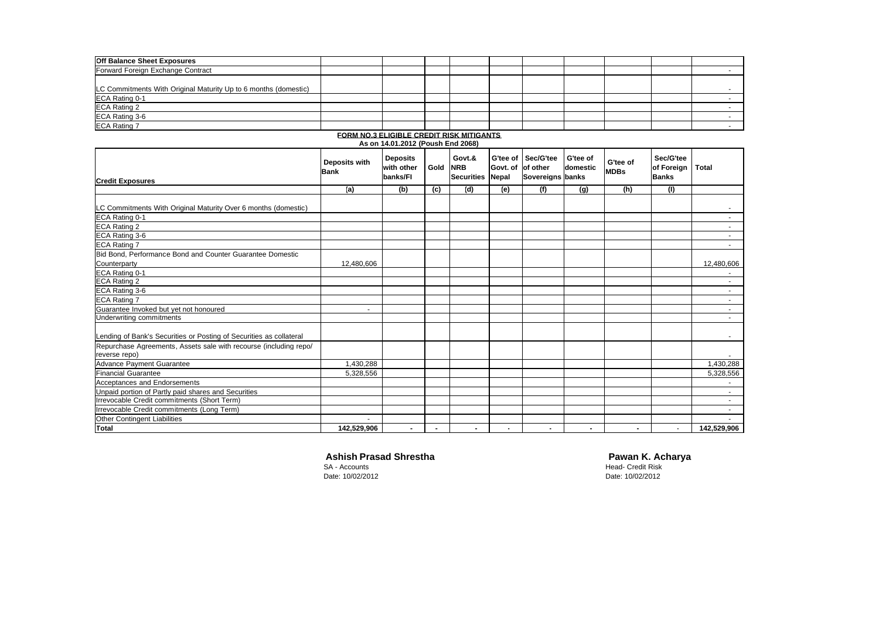| Off Balance Sheet Exposures | | | | | | | | | | |
|---|---|---|---|---|---|---|---|---|---|---|
| Forward Foreign Exchange Contract | | | | | | | | | | - |
| LC Commitments With Original Maturity Up to 6 months (domestic) | | | | | | | | | | - |
| ECA Rating 0-1 | | | | | | | | | | - |
| ECA Rating 2 | | | | | | | | | | - |
| ECA Rating 3-6 | | | | | | | | | | - |
| ECA Rating 7 | | | | | | | | | | - |

**FORM NO.3 ELIGIBLE CREDIT RISK MITIGANTS**

**As on 14.01.2012 (Poush End 2068)**

| Credit Exposures | Deposits with Bank | Deposits with other banks/FI | Gold | Govt.& NRB Securities | G'tee of Govt. of Nepal | Sec/G'tee of other Sovereigns | G'tee of domestic banks | G'tee of MDBs | Sec/G'tee of Foreign Banks | Total |
|---|---|---|---|---|---|---|---|---|---|---|
| | (a) | (b) | (c) | (d) | (e) | (f) | (g) | (h) | (I) | |
| LC Commitments With Original Maturity Over 6 months (domestic) | | | | | | | | | | - |
| ECA Rating 0-1 | | | | | | | | | | - |
| ECA Rating 2 | | | | | | | | | | - |
| ECA Rating 3-6 | | | | | | | | | | - |
| ECA Rating 7 | | | | | | | | | | - |
| Bid Bond, Performance Bond and Counter Guarantee Domestic Counterparty | 12,480,606 | | | | | | | | | 12,480,606 |
| ECA Rating 0-1 | | | | | | | | | | - |
| ECA Rating 2 | | | | | | | | | | - |
| ECA Rating 3-6 | | | | | | | | | | - |
| ECA Rating 7 | | | | | | | | | | - |
| Guarantee Invoked but yet not honoured | - | | | | | | | | | - |
| Underwriting commitments | | | | | | | | | | - |
| Lending of Bank's Securities or Posting of Securities as collateral | | | | | | | | | | - |
| Repurchase Agreements, Assets sale with recourse (including repo/ reverse repo) | | | | | | | | | | - |
| Advance Payment Guarantee | 1,430,288 | | | | | | | | | 1,430,288 |
| Financial Guarantee | 5,328,556 | | | | | | | | | 5,328,556 |
| Acceptances and Endorsements | | | | | | | | | | - |
| Unpaid portion of Partly paid shares and Securities | | | | | | | | | | - |
| Irrevocable Credit commitments (Short Term) | | | | | | | | | | - |
| Irrevocable Credit commitments (Long Term) | | | | | | | | | | - |
| Other Contingent Liabilities | - | | | | | | | | | - |
| **Total** | **142,529,906** | **-** | **-** | **-** | **-** | **-** | **-** | **-** | **-** | **142,529,906** |

**Ashish Prasad Shrestha**
SA - Accounts
Date: 10/02/2012

**Pawan K. Acharya**
Head- Credit Risk
Date: 10/02/2012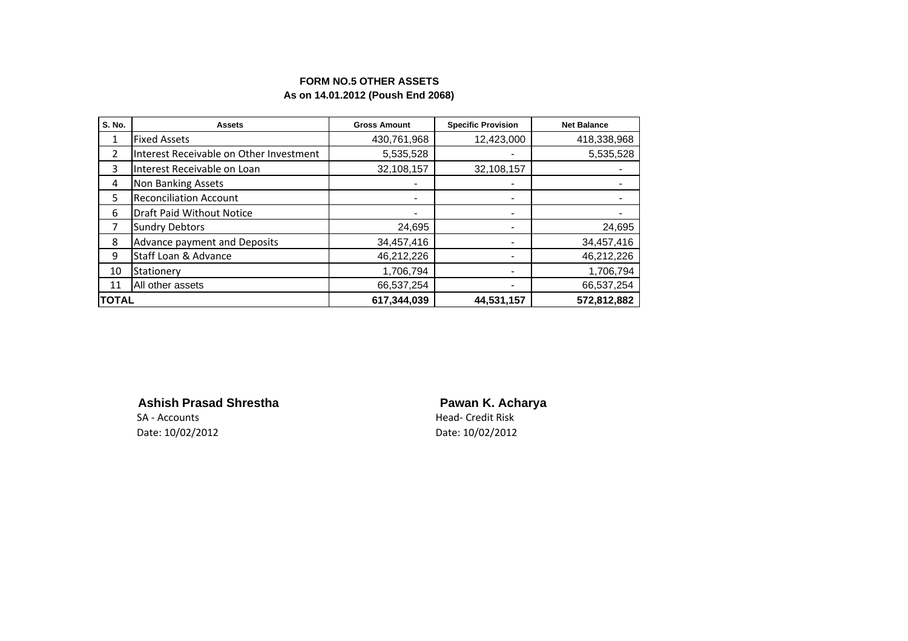**FORM NO.5 OTHER ASSETS**
**As on 14.01.2012 (Poush End 2068)**

| S. No. | Assets | Gross Amount | Specific Provision | Net Balance |
|---|---|---|---|---|
| 1 | Fixed Assets | 430,761,968 | 12,423,000 | 418,338,968 |
| 2 | Interest Receivable on Other Investment | 5,535,528 | - | 5,535,528 |
| 3 | Interest Receivable on Loan | 32,108,157 | 32,108,157 | - |
| 4 | Non Banking Assets | - | - | - |
| 5 | Reconciliation Account | - | - | - |
| 6 | Draft Paid Without Notice | - | - | - |
| 7 | Sundry Debtors | 24,695 | - | 24,695 |
| 8 | Advance payment and Deposits | 34,457,416 | - | 34,457,416 |
| 9 | Staff Loan & Advance | 46,212,226 | - | 46,212,226 |
| 10 | Stationery | 1,706,794 | - | 1,706,794 |
| 11 | All other assets | 66,537,254 | - | 66,537,254 |
| **TOTAL** | | **617,344,039** | **44,531,157** | **572,812,882** |

**Ashish Prasad Shrestha**
SA - Accounts
Date: 10/02/2012

**Pawan K. Acharya**
Head- Credit Risk
Date: 10/02/2012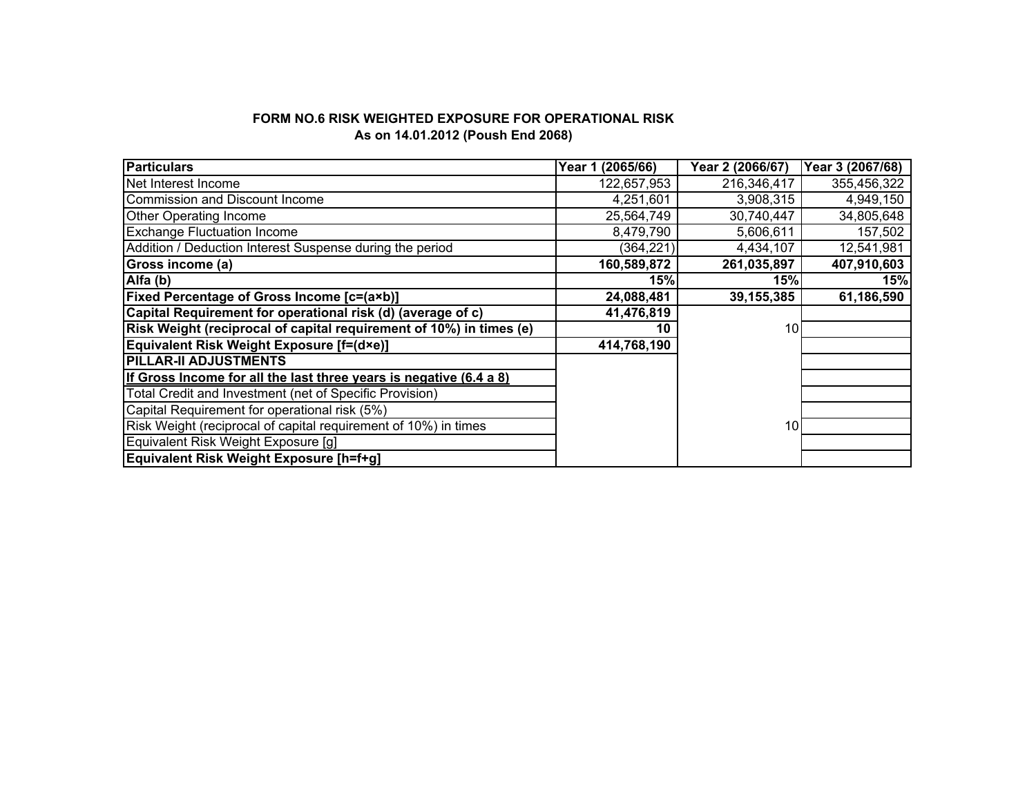**FORM NO.6 RISK WEIGHTED EXPOSURE FOR OPERATIONAL RISK**
**As on 14.01.2012 (Poush End 2068)**

| **Particulars** | **Year 1 (2065/66)** | **Year 2 (2066/67)** | **Year 3 (2067/68)** |
|---|---|---|---|
| Net Interest Income | 122,657,953 | 216,346,417 | 355,456,322 |
| Commission and Discount Income | 4,251,601 | 3,908,315 | 4,949,150 |
| Other Operating Income | 25,564,749 | 30,740,447 | 34,805,648 |
| Exchange Fluctuation Income | 8,479,790 | 5,606,611 | 157,502 |
| Addition / Deduction Interest Suspense during the period | (364,221) | 4,434,107 | 12,541,981 |
| **Gross income (a)** | **160,589,872** | **261,035,897** | **407,910,603** |
| **Alfa (b)** | **15%** | **15%** | **15%** |
| **Fixed Percentage of Gross Income [c=(a×b)]** | **24,088,481** | **39,155,385** | **61,186,590** |
| **Capital Requirement for operational risk (d) (average of c)** | **41,476,819** | | |
| **Risk Weight (reciprocal of capital requirement of 10%) in times (e)** | **10** | 10 | |
| **Equivalent Risk Weight Exposure [f=(d×e)]** | **414,768,190** | | |
| **PILLAR-II ADJUSTMENTS** | | | |
| **If Gross Income for all the last three years is negative (6.4 a 8)** | | | |
| Total Credit and Investment (net of Specific Provision) | | | |
| Capital Requirement for operational risk (5%) | | | |
| Risk Weight (reciprocal of capital requirement of 10%) in times | | 10 | |
| Equivalent Risk Weight Exposure [g] | | | |
| **Equivalent Risk Weight Exposure [h=f+g]** | | | |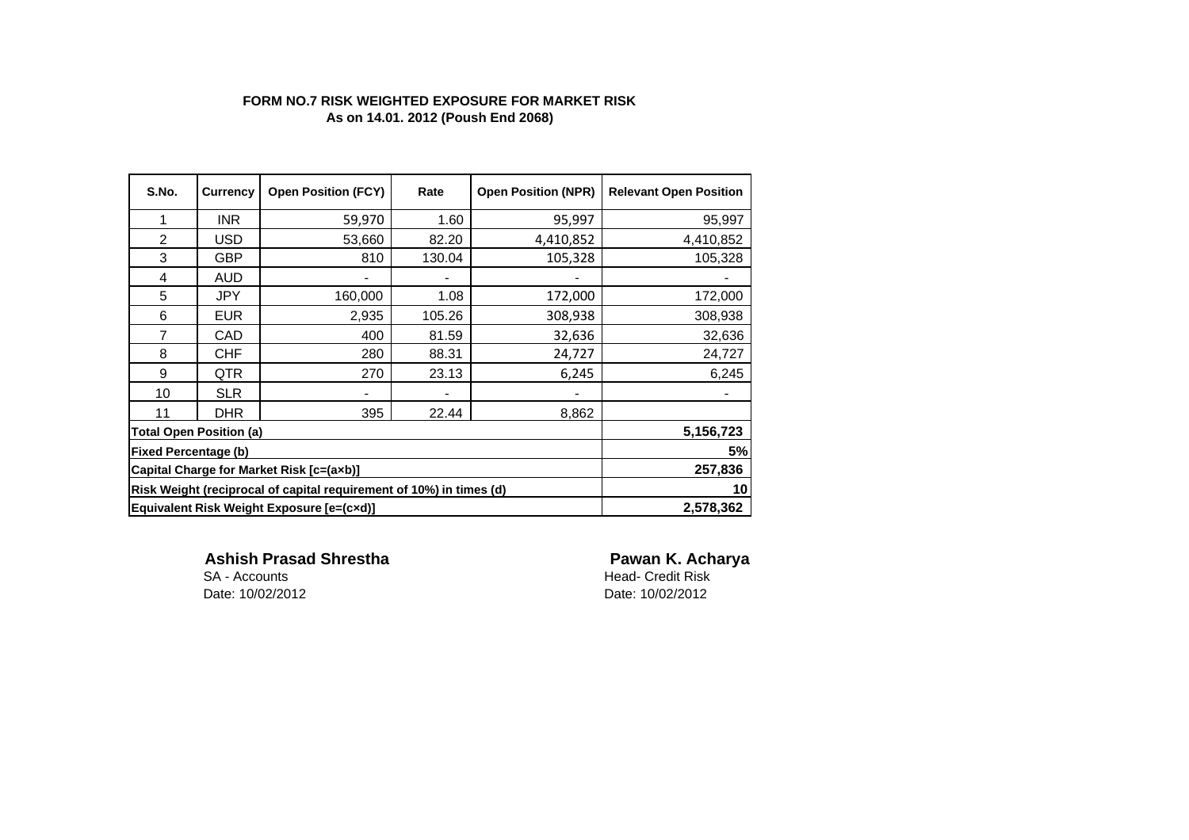**FORM NO.7 RISK WEIGHTED EXPOSURE FOR MARKET RISK**
**As on 14.01. 2012 (Poush End 2068)**

| S.No. | Currency | Open Position (FCY) | Rate | Open Position (NPR) | Relevant Open Position |
|---|---|---|---|---|---|
| 1 | INR | 59,970 | 1.60 | 95,997 | 95,997 |
| 2 | USD | 53,660 | 82.20 | 4,410,852 | 4,410,852 |
| 3 | GBP | 810 | 130.04 | 105,328 | 105,328 |
| 4 | AUD | - | - | - | - |
| 5 | JPY | 160,000 | 1.08 | 172,000 | 172,000 |
| 6 | EUR | 2,935 | 105.26 | 308,938 | 308,938 |
| 7 | CAD | 400 | 81.59 | 32,636 | 32,636 |
| 8 | CHF | 280 | 88.31 | 24,727 | 24,727 |
| 9 | QTR | 270 | 23.13 | 6,245 | 6,245 |
| 10 | SLR | - | - | - | - |
| 11 | DHR | 395 | 22.44 | 8,862 | |
| **Total Open Position (a)** | | | | | **5,156,723** |
| **Fixed Percentage (b)** | | | | | **5%** |
| **Capital Charge for Market Risk [c=(a×b)]** | | | | | **257,836** |
| **Risk Weight (reciprocal of capital requirement of 10%) in times (d)** | | | | | **10** |
| **Equivalent Risk Weight Exposure [e=(c×d)]** | | | | | **2,578,362** |

**Ashish Prasad Shrestha**
SA - Accounts
Date: 10/02/2012

**Pawan K. Acharya**
Head- Credit Risk
Date: 10/02/2012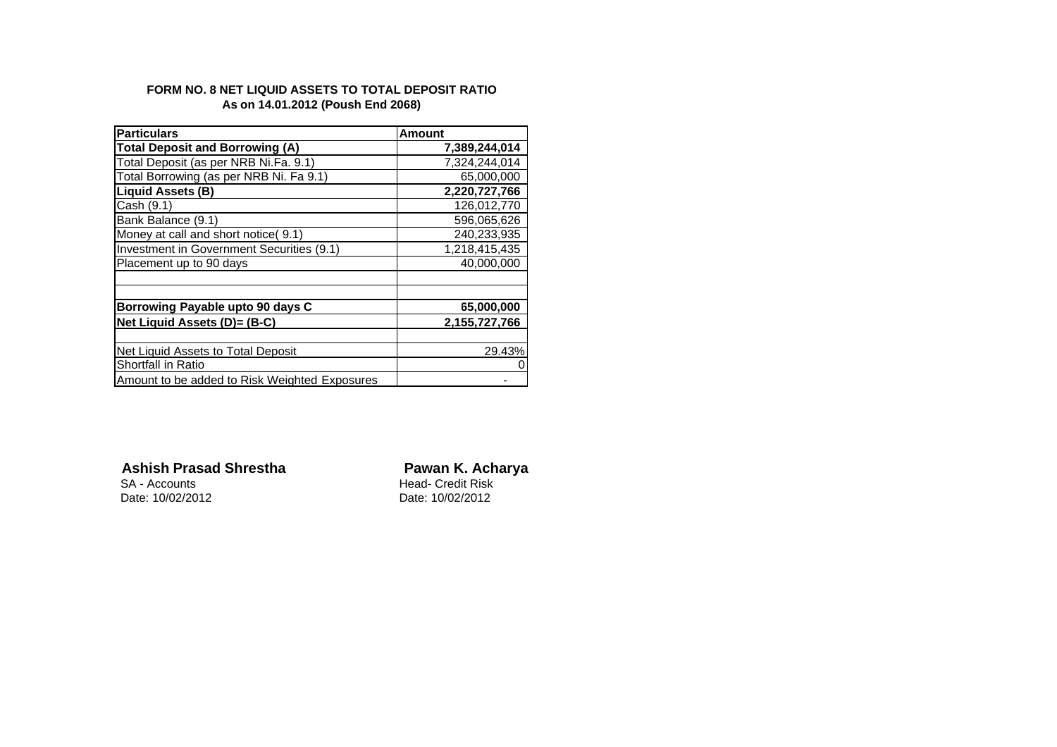**FORM NO. 8 NET LIQUID ASSETS TO TOTAL DEPOSIT RATIO**
**As on 14.01.2012 (Poush End 2068)**

| Particulars | Amount |
|---|---|
| **Total Deposit and Borrowing (A)** | **7,389,244,014** |
| Total Deposit (as per NRB Ni.Fa. 9.1) | 7,324,244,014 |
| Total Borrowing (as per NRB Ni. Fa 9.1) | 65,000,000 |
| **Liquid Assets (B)** | **2,220,727,766** |
| Cash (9.1) | 126,012,770 |
| Bank Balance (9.1) | 596,065,626 |
| Money at call and short notice( 9.1) | 240,233,935 |
| Investment in Government Securities (9.1) | 1,218,415,435 |
| Placement up to 90 days | 40,000,000 |
| | |
| | |
| **Borrowing Payable upto 90 days C** | **65,000,000** |
| **Net Liquid Assets (D)= (B-C)** | **2,155,727,766** |
| | |
| Net Liquid Assets to Total Deposit | 29.43% |
| Shortfall in Ratio | 0 |
| Amount to be added to Risk Weighted Exposures | - |

**Ashish Prasad Shrestha**
SA - Accounts
Date: 10/02/2012

**Pawan K. Acharya**
Head- Credit Risk
Date: 10/02/2012